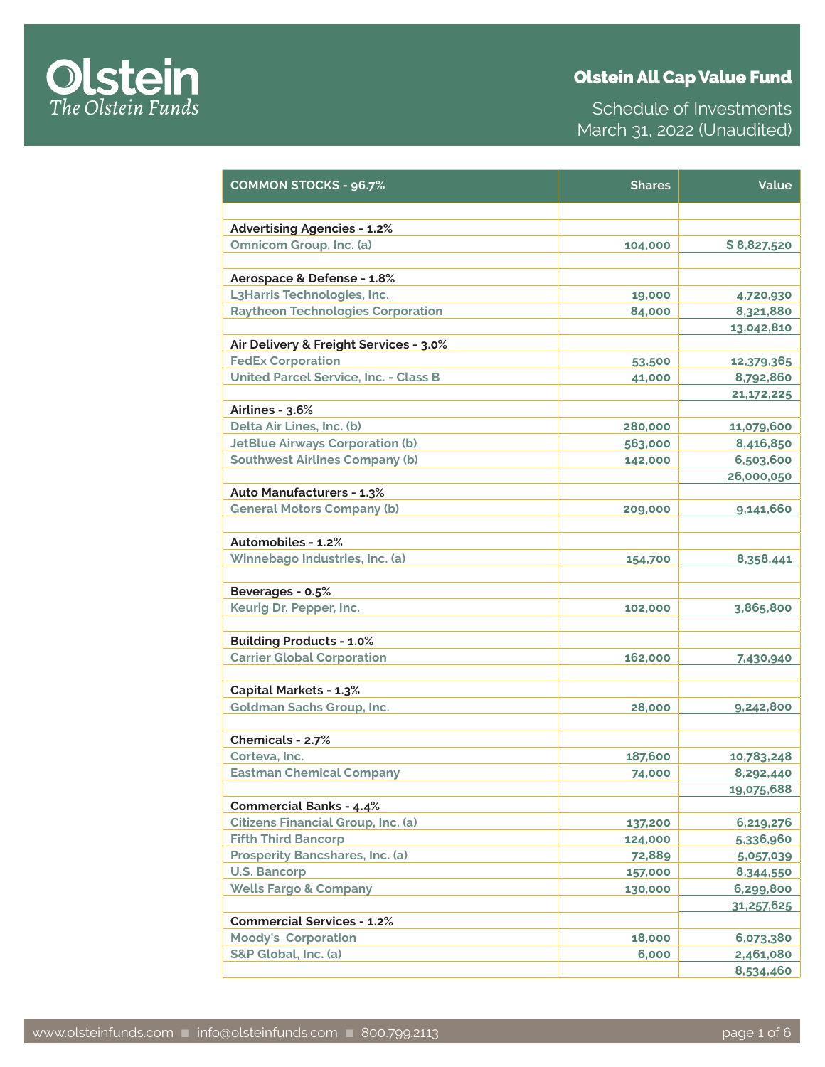# Olstein All Cap Value Fund

Schedule of Investments
March 31, 2022 (Unaudited)

| COMMON STOCKS - 96.7% | Shares | Value |
|---|---|---|
| **Advertising Agencies - 1.2%** | | |
| Omnicom Group, Inc. (a) | 104,000 | $ 8,827,520 |
| | | |
| **Aerospace & Defense - 1.8%** | | |
| L3Harris Technologies, Inc. | 19,000 | 4,720,930 |
| Raytheon Technologies Corporation | 84,000 | 8,321,880 |
| | | 13,042,810 |
| **Air Delivery & Freight Services - 3.0%** | | |
| FedEx Corporation | 53,500 | 12,379,365 |
| United Parcel Service, Inc. - Class B | 41,000 | 8,792,860 |
| | | 21,172,225 |
| **Airlines - 3.6%** | | |
| Delta Air Lines, Inc. (b) | 280,000 | 11,079,600 |
| JetBlue Airways Corporation (b) | 563,000 | 8,416,850 |
| Southwest Airlines Company (b) | 142,000 | 6,503,600 |
| | | 26,000,050 |
| **Auto Manufacturers - 1.3%** | | |
| General Motors Company (b) | 209,000 | 9,141,660 |
| | | |
| **Automobiles - 1.2%** | | |
| Winnebago Industries, Inc. (a) | 154,700 | 8,358,441 |
| | | |
| **Beverages - 0.5%** | | |
| Keurig Dr. Pepper, Inc. | 102,000 | 3,865,800 |
| | | |
| **Building Products - 1.0%** | | |
| Carrier Global Corporation | 162,000 | 7,430,940 |
| | | |
| **Capital Markets - 1.3%** | | |
| Goldman Sachs Group, Inc. | 28,000 | 9,242,800 |
| | | |
| **Chemicals - 2.7%** | | |
| Corteva, Inc. | 187,600 | 10,783,248 |
| Eastman Chemical Company | 74,000 | 8,292,440 |
| | | 19,075,688 |
| **Commercial Banks - 4.4%** | | |
| Citizens Financial Group, Inc. (a) | 137,200 | 6,219,276 |
| Fifth Third Bancorp | 124,000 | 5,336,960 |
| Prosperity Bancshares, Inc. (a) | 72,889 | 5,057,039 |
| U.S. Bancorp | 157,000 | 8,344,550 |
| Wells Fargo & Company | 130,000 | 6,299,800 |
| | | 31,257,625 |
| **Commercial Services - 1.2%** | | |
| Moody's Corporation | 18,000 | 6,073,380 |
| S&P Global, Inc. (a) | 6,000 | 2,461,080 |
| | | 8,534,460 |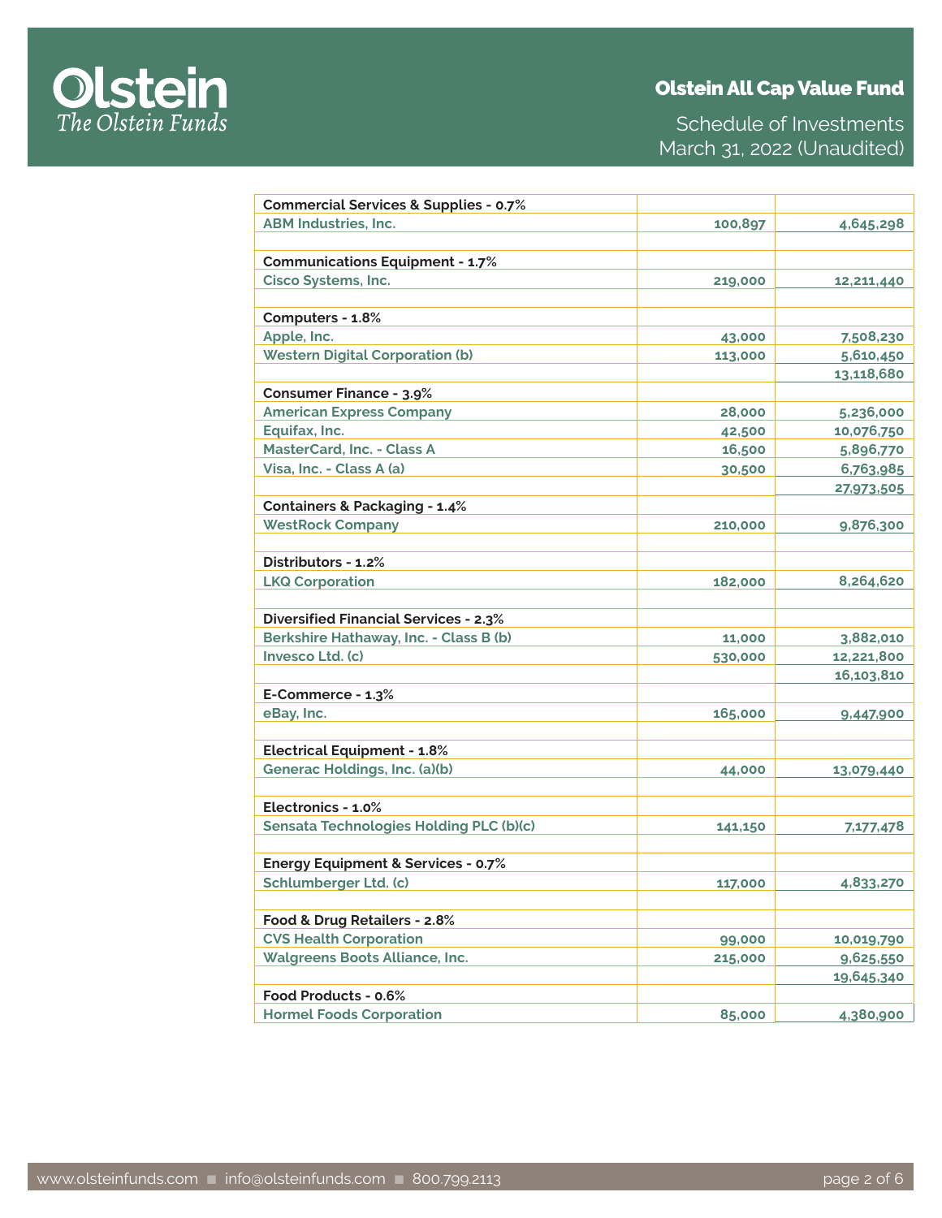# Olstein All Cap Value Fund

Schedule of Investments
March 31, 2022 (Unaudited)

| | | |
|---|---|---|
| **Commercial Services & Supplies - 0.7%** | | |
| ABM Industries, Inc. | 100,897 | 4,645,298 |
| | | |
| **Communications Equipment - 1.7%** | | |
| Cisco Systems, Inc. | 219,000 | 12,211,440 |
| | | |
| **Computers - 1.8%** | | |
| Apple, Inc. | 43,000 | 7,508,230 |
| Western Digital Corporation (b) | 113,000 | 5,610,450 |
| | | 13,118,680 |
| **Consumer Finance - 3.9%** | | |
| American Express Company | 28,000 | 5,236,000 |
| Equifax, Inc. | 42,500 | 10,076,750 |
| MasterCard, Inc. - Class A | 16,500 | 5,896,770 |
| Visa, Inc. - Class A (a) | 30,500 | 6,763,985 |
| | | 27,973,505 |
| **Containers & Packaging - 1.4%** | | |
| WestRock Company | 210,000 | 9,876,300 |
| | | |
| **Distributors - 1.2%** | | |
| LKQ Corporation | 182,000 | 8,264,620 |
| | | |
| **Diversified Financial Services - 2.3%** | | |
| Berkshire Hathaway, Inc. - Class B (b) | 11,000 | 3,882,010 |
| Invesco Ltd. (c) | 530,000 | 12,221,800 |
| | | 16,103,810 |
| **E-Commerce - 1.3%** | | |
| eBay, Inc. | 165,000 | 9,447,900 |
| | | |
| **Electrical Equipment - 1.8%** | | |
| Generac Holdings, Inc. (a)(b) | 44,000 | 13,079,440 |
| | | |
| **Electronics - 1.0%** | | |
| Sensata Technologies Holding PLC (b)(c) | 141,150 | 7,177,478 |
| | | |
| **Energy Equipment & Services - 0.7%** | | |
| Schlumberger Ltd. (c) | 117,000 | 4,833,270 |
| | | |
| **Food & Drug Retailers - 2.8%** | | |
| CVS Health Corporation | 99,000 | 10,019,790 |
| Walgreens Boots Alliance, Inc. | 215,000 | 9,625,550 |
| | | 19,645,340 |
| **Food Products - 0.6%** | | |
| Hormel Foods Corporation | 85,000 | 4,380,900 |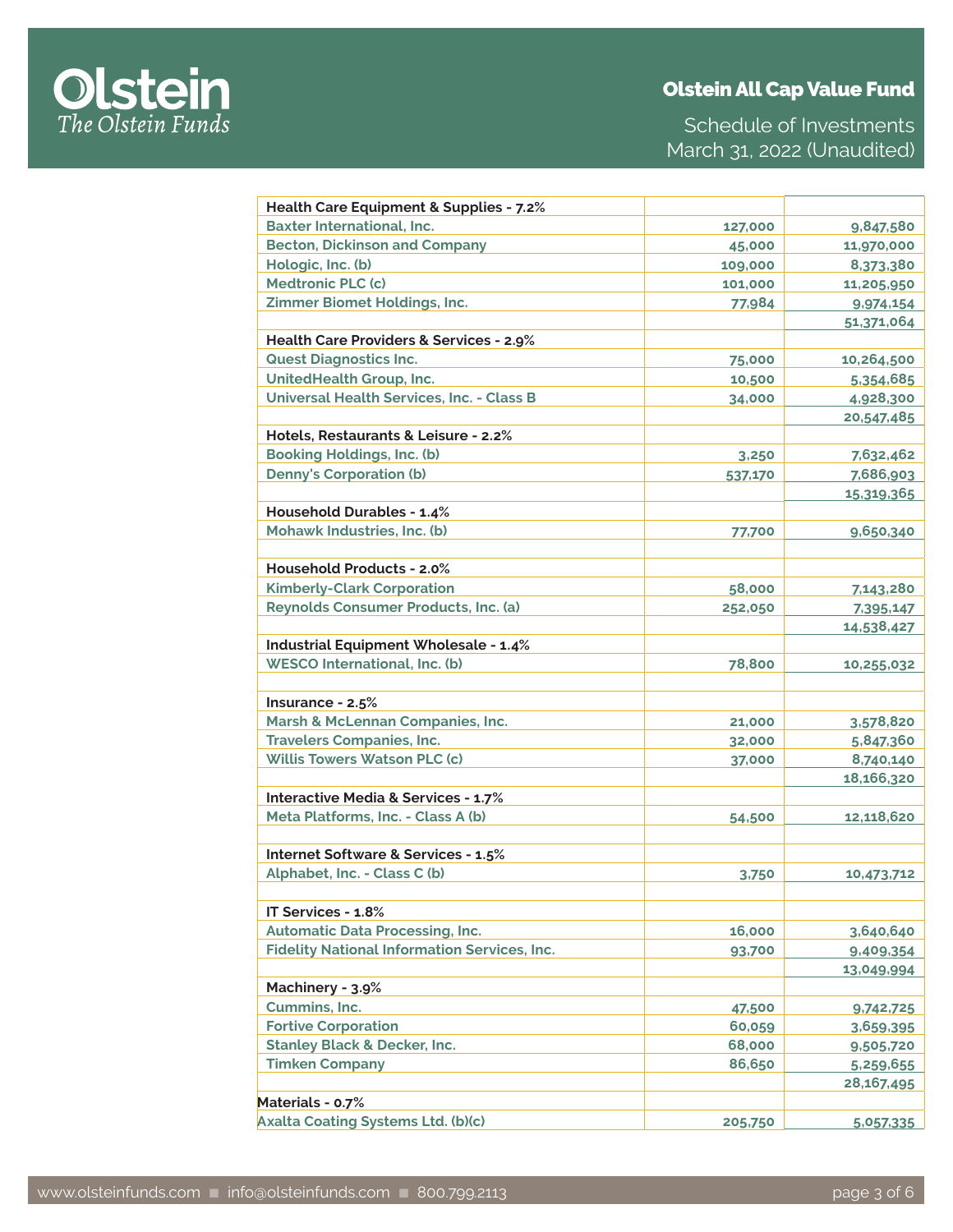| | | |
|---|---|---|
| **Health Care Equipment & Supplies - 7.2%** | | |
| Baxter International, Inc. | 127,000 | 9,847,580 |
| Becton, Dickinson and Company | 45,000 | 11,970,000 |
| Hologic, Inc. (b) | 109,000 | 8,373,380 |
| Medtronic PLC (c) | 101,000 | 11,205,950 |
| Zimmer Biomet Holdings, Inc. | 77,984 | 9,974,154 |
| | | 51,371,064 |
| **Health Care Providers & Services - 2.9%** | | |
| Quest Diagnostics Inc. | 75,000 | 10,264,500 |
| UnitedHealth Group, Inc. | 10,500 | 5,354,685 |
| Universal Health Services, Inc. - Class B | 34,000 | 4,928,300 |
| | | 20,547,485 |
| **Hotels, Restaurants & Leisure - 2.2%** | | |
| Booking Holdings, Inc. (b) | 3,250 | 7,632,462 |
| Denny's Corporation (b) | 537,170 | 7,686,903 |
| | | 15,319,365 |
| **Household Durables - 1.4%** | | |
| Mohawk Industries, Inc. (b) | 77,700 | 9,650,340 |
| | | |
| **Household Products - 2.0%** | | |
| Kimberly-Clark Corporation | 58,000 | 7,143,280 |
| Reynolds Consumer Products, Inc. (a) | 252,050 | 7,395,147 |
| | | 14,538,427 |
| **Industrial Equipment Wholesale - 1.4%** | | |
| WESCO International, Inc. (b) | 78,800 | 10,255,032 |
| | | |
| **Insurance - 2.5%** | | |
| Marsh & McLennan Companies, Inc. | 21,000 | 3,578,820 |
| Travelers Companies, Inc. | 32,000 | 5,847,360 |
| Willis Towers Watson PLC (c) | 37,000 | 8,740,140 |
| | | 18,166,320 |
| **Interactive Media & Services - 1.7%** | | |
| Meta Platforms, Inc. - Class A (b) | 54,500 | 12,118,620 |
| | | |
| **Internet Software & Services - 1.5%** | | |
| Alphabet, Inc. - Class C (b) | 3,750 | 10,473,712 |
| | | |
| **IT Services - 1.8%** | | |
| Automatic Data Processing, Inc. | 16,000 | 3,640,640 |
| Fidelity National Information Services, Inc. | 93,700 | 9,409,354 |
| | | 13,049,994 |
| **Machinery - 3.9%** | | |
| Cummins, Inc. | 47,500 | 9,742,725 |
| Fortive Corporation | 60,059 | 3,659,395 |
| Stanley Black & Decker, Inc. | 68,000 | 9,505,720 |
| Timken Company | 86,650 | 5,259,655 |
| | | 28,167,495 |
| **Materials - 0.7%** | | |
| Axalta Coating Systems Ltd. (b)(c) | 205,750 | 5,057,335 |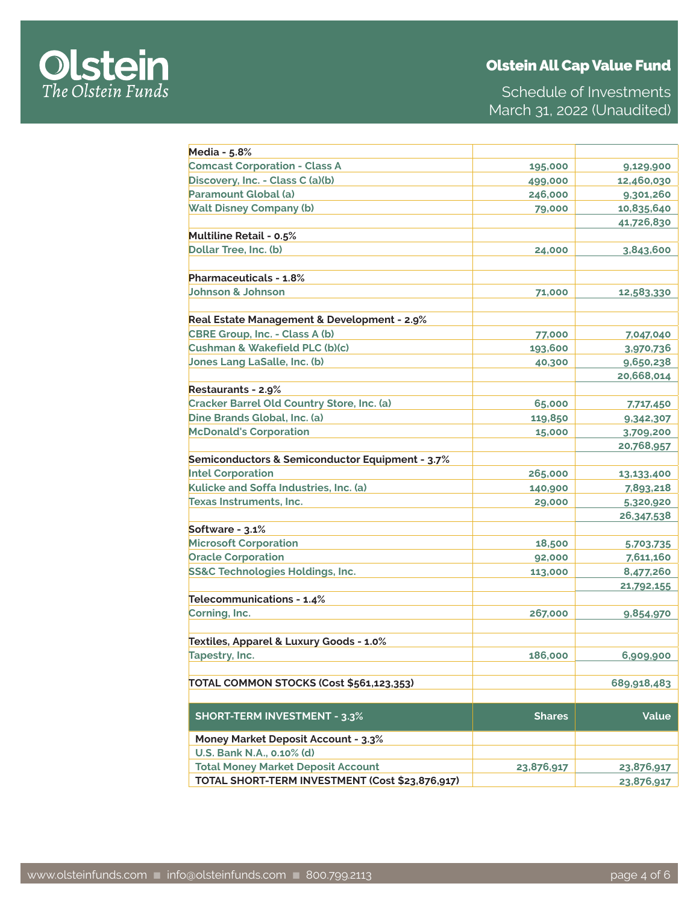# Olstein All Cap Value Fund

Schedule of Investments
March 31, 2022 (Unaudited)

| | | |
|---|---|---|
| **Media - 5.8%** | | |
| Comcast Corporation - Class A | 195,000 | 9,129,900 |
| Discovery, Inc. - Class C (a)(b) | 499,000 | 12,460,030 |
| Paramount Global (a) | 246,000 | 9,301,260 |
| Walt Disney Company (b) | 79,000 | 10,835,640 |
| | | 41,726,830 |
| **Multiline Retail - 0.5%** | | |
| Dollar Tree, Inc. (b) | 24,000 | 3,843,600 |
| | | |
| **Pharmaceuticals - 1.8%** | | |
| Johnson & Johnson | 71,000 | 12,583,330 |
| | | |
| **Real Estate Management & Development - 2.9%** | | |
| CBRE Group, Inc. - Class A (b) | 77,000 | 7,047,040 |
| Cushman & Wakefield PLC (b)(c) | 193,600 | 3,970,736 |
| Jones Lang LaSalle, Inc. (b) | 40,300 | 9,650,238 |
| | | 20,668,014 |
| **Restaurants - 2.9%** | | |
| Cracker Barrel Old Country Store, Inc. (a) | 65,000 | 7,717,450 |
| Dine Brands Global, Inc. (a) | 119,850 | 9,342,307 |
| McDonald's Corporation | 15,000 | 3,709,200 |
| | | 20,768,957 |
| **Semiconductors & Semiconductor Equipment - 3.7%** | | |
| Intel Corporation | 265,000 | 13,133,400 |
| Kulicke and Soffa Industries, Inc. (a) | 140,900 | 7,893,218 |
| Texas Instruments, Inc. | 29,000 | 5,320,920 |
| | | 26,347,538 |
| **Software - 3.1%** | | |
| Microsoft Corporation | 18,500 | 5,703,735 |
| Oracle Corporation | 92,000 | 7,611,160 |
| SS&C Technologies Holdings, Inc. | 113,000 | 8,477,260 |
| | | 21,792,155 |
| **Telecommunications - 1.4%** | | |
| Corning, Inc. | 267,000 | 9,854,970 |
| | | |
| **Textiles, Apparel & Luxury Goods - 1.0%** | | |
| Tapestry, Inc. | 186,000 | 6,909,900 |
| | | |
| **TOTAL COMMON STOCKS (Cost $561,123,353)** | | 689,918,483 |

| SHORT-TERM INVESTMENT - 3.3% | Shares | Value |
|---|---|---|
| **Money Market Deposit Account - 3.3%** | | |
| U.S. Bank N.A., 0.10% (d) | | |
| Total Money Market Deposit Account | 23,876,917 | 23,876,917 |
| **TOTAL SHORT-TERM INVESTMENT (Cost $23,876,917)** | | 23,876,917 |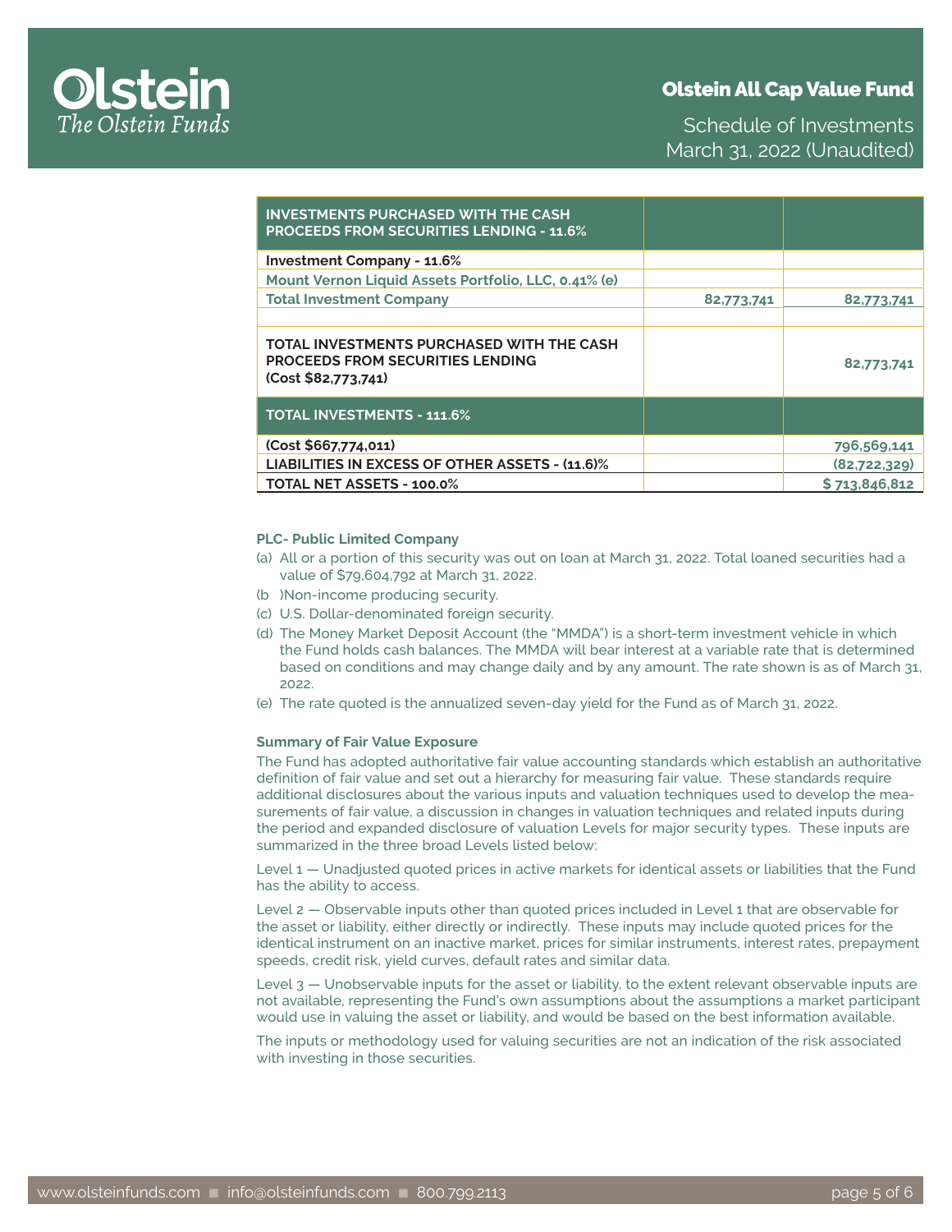| INVESTMENTS PURCHASED WITH THE CASH PROCEEDS FROM SECURITIES LENDING - 11.6% | | |
|---|---|---|
| **Investment Company - 11.6%** | | |
| Mount Vernon Liquid Assets Portfolio, LLC, 0.41% (e) | | |
| Total Investment Company | 82,773,741 | 82,773,741 |
| | | |
| **TOTAL INVESTMENTS PURCHASED WITH THE CASH PROCEEDS FROM SECURITIES LENDING (Cost $82,773,741)** | | 82,773,741 |
| **TOTAL INVESTMENTS - 111.6%** | | |
| **(Cost $667,774,011)** | | 796,569,141 |
| **LIABILITIES IN EXCESS OF OTHER ASSETS - (11.6)%** | | (82,722,329) |
| **TOTAL NET ASSETS - 100.0%** | | $ 713,846,812 |

**PLC- Public Limited Company**

(a) All or a portion of this security was out on loan at March 31, 2022. Total loaned securities had a value of $79,604,792 at March 31, 2022.

(b )Non-income producing security.

(c) U.S. Dollar-denominated foreign security.

(d) The Money Market Deposit Account (the "MMDA") is a short-term investment vehicle in which the Fund holds cash balances. The MMDA will bear interest at a variable rate that is determined based on conditions and may change daily and by any amount. The rate shown is as of March 31, 2022.

(e) The rate quoted is the annualized seven-day yield for the Fund as of March 31, 2022.

**Summary of Fair Value Exposure**

The Fund has adopted authoritative fair value accounting standards which establish an authoritative definition of fair value and set out a hierarchy for measuring fair value. These standards require additional disclosures about the various inputs and valuation techniques used to develop the measurements of fair value, a discussion in changes in valuation techniques and related inputs during the period and expanded disclosure of valuation Levels for major security types. These inputs are summarized in the three broad Levels listed below:

Level 1 — Unadjusted quoted prices in active markets for identical assets or liabilities that the Fund has the ability to access.

Level 2 — Observable inputs other than quoted prices included in Level 1 that are observable for the asset or liability, either directly or indirectly. These inputs may include quoted prices for the identical instrument on an inactive market, prices for similar instruments, interest rates, prepayment speeds, credit risk, yield curves, default rates and similar data.

Level 3 — Unobservable inputs for the asset or liability, to the extent relevant observable inputs are not available, representing the Fund's own assumptions about the assumptions a market participant would use in valuing the asset or liability, and would be based on the best information available.

The inputs or methodology used for valuing securities are not an indication of the risk associated with investing in those securities.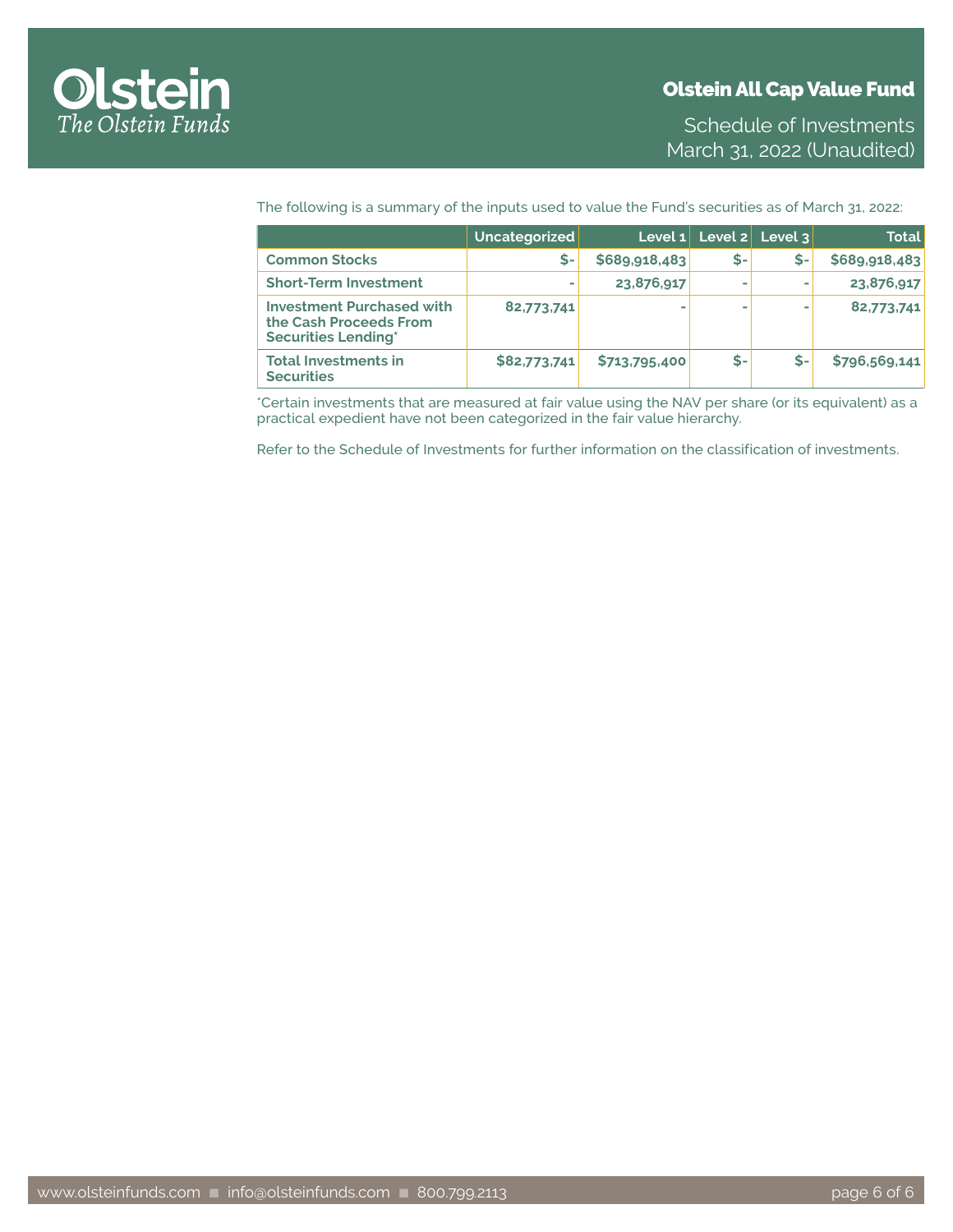The following is a summary of the inputs used to value the Fund's securities as of March 31, 2022:

| | Uncategorized | Level 1 | Level 2 | Level 3 | Total |
|---|---|---|---|---|---|
| **Common Stocks** | $- | $689,918,483 | $- | $- | $689,918,483 |
| **Short-Term Investment** | - | 23,876,917 | - | - | 23,876,917 |
| **Investment Purchased with the Cash Proceeds From Securities Lending*** | 82,773,741 | - | - | - | 82,773,741 |
| **Total Investments in Securities** | $82,773,741 | $713,795,400 | $- | $- | $796,569,141 |

*Certain investments that are measured at fair value using the NAV per share (or its equivalent) as a practical expedient have not been categorized in the fair value hierarchy.

Refer to the Schedule of Investments for further information on the classification of investments.